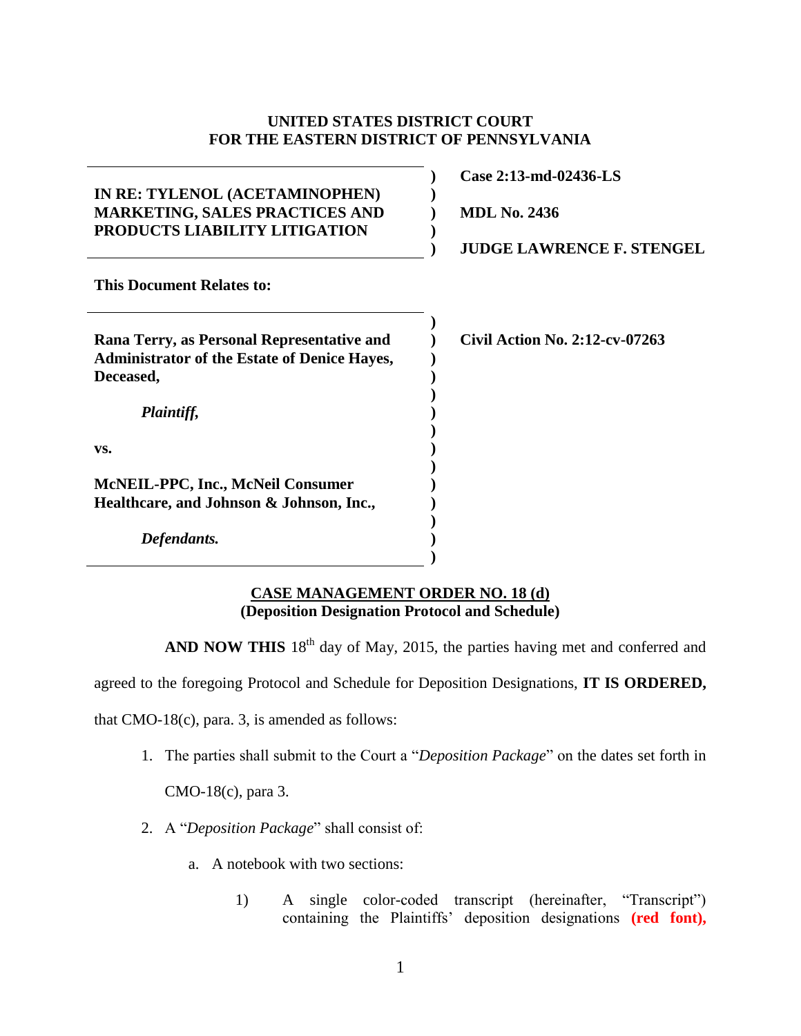**UNITED STATES DISTRICT COURT**
**FOR THE EASTERN DISTRICT OF PENNSYLVANIA**

| | | |
|---|---|---|
| **IN RE: TYLENOL (ACETAMINOPHEN) MARKETING, SALES PRACTICES AND PRODUCTS LIABILITY LITIGATION** | ) | **Case 2:13-md-02436-LS** <br> **MDL No. 2436** <br> **JUDGE LAWRENCE F. STENGEL** |

**This Document Relates to:**

| | | |
|---|---|---|
| **Rana Terry, as Personal Representative and Administrator of the Estate of Denice Hayes, Deceased,** <br><br> ***Plaintiff,*** <br><br> **vs.** <br><br> **McNEIL-PPC, Inc., McNeil Consumer Healthcare, and Johnson & Johnson, Inc.,** <br><br> ***Defendants.*** | ) | **Civil Action No. 2:12-cv-07263** |

**CASE MANAGEMENT ORDER NO. 18 (d)**
**(Deposition Designation Protocol and Schedule)**

**AND NOW THIS** 18th day of May, 2015, the parties having met and conferred and agreed to the foregoing Protocol and Schedule for Deposition Designations, **IT IS ORDERED,** that CMO-18(c), para. 3, is amended as follows:

1. The parties shall submit to the Court a "*Deposition Package*" on the dates set forth in CMO-18(c), para 3.

2. A "*Deposition Package*" shall consist of:

   a. A notebook with two sections:

      1) A single color-coded transcript (hereinafter, "Transcript") containing the Plaintiffs' deposition designations **(red font),**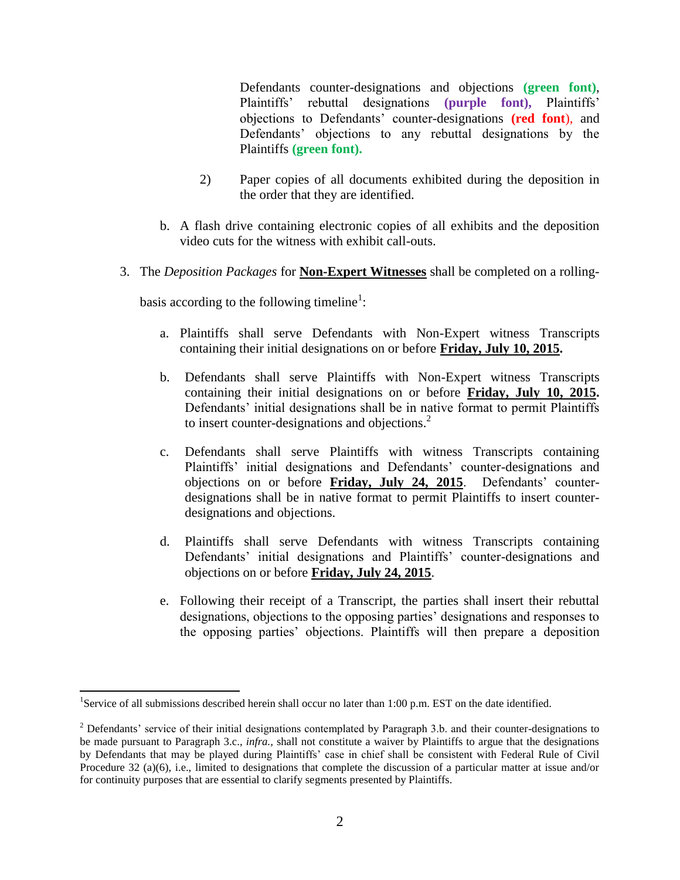Defendants counter-designations and objections **(green font)**, Plaintiffs' rebuttal designations **(purple font),** Plaintiffs' objections to Defendants' counter-designations **(red font)**, and Defendants' objections to any rebuttal designations by the Plaintiffs **(green font).**

2) Paper copies of all documents exhibited during the deposition in the order that they are identified.

b. A flash drive containing electronic copies of all exhibits and the deposition video cuts for the witness with exhibit call-outs.

3. The *Deposition Packages* for **<u>Non-Expert Witnesses</u>** shall be completed on a rolling-basis according to the following timeline[1]:

a. Plaintiffs shall serve Defendants with Non-Expert witness Transcripts containing their initial designations on or before **<u>Friday, July 10, 2015</u>.**

b. Defendants shall serve Plaintiffs with Non-Expert witness Transcripts containing their initial designations on or before **<u>Friday, July 10, 2015</u>.** Defendants' initial designations shall be in native format to permit Plaintiffs to insert counter-designations and objections.[2]

c. Defendants shall serve Plaintiffs with witness Transcripts containing Plaintiffs' initial designations and Defendants' counter-designations and objections on or before **<u>Friday, July 24, 2015</u>**. Defendants' counter-designations shall be in native format to permit Plaintiffs to insert counter-designations and objections.

d. Plaintiffs shall serve Defendants with witness Transcripts containing Defendants' initial designations and Plaintiffs' counter-designations and objections on or before **<u>Friday, July 24, 2015</u>**.

e. Following their receipt of a Transcript, the parties shall insert their rebuttal designations, objections to the opposing parties' designations and responses to the opposing parties' objections. Plaintiffs will then prepare a deposition

---

[1] Service of all submissions described herein shall occur no later than 1:00 p.m. EST on the date identified.

[2] Defendants' service of their initial designations contemplated by Paragraph 3.b. and their counter-designations to be made pursuant to Paragraph 3.c., *infra.*, shall not constitute a waiver by Plaintiffs to argue that the designations by Defendants that may be played during Plaintiffs' case in chief shall be consistent with Federal Rule of Civil Procedure 32 (a)(6), i.e., limited to designations that complete the discussion of a particular matter at issue and/or for continuity purposes that are essential to clarify segments presented by Plaintiffs.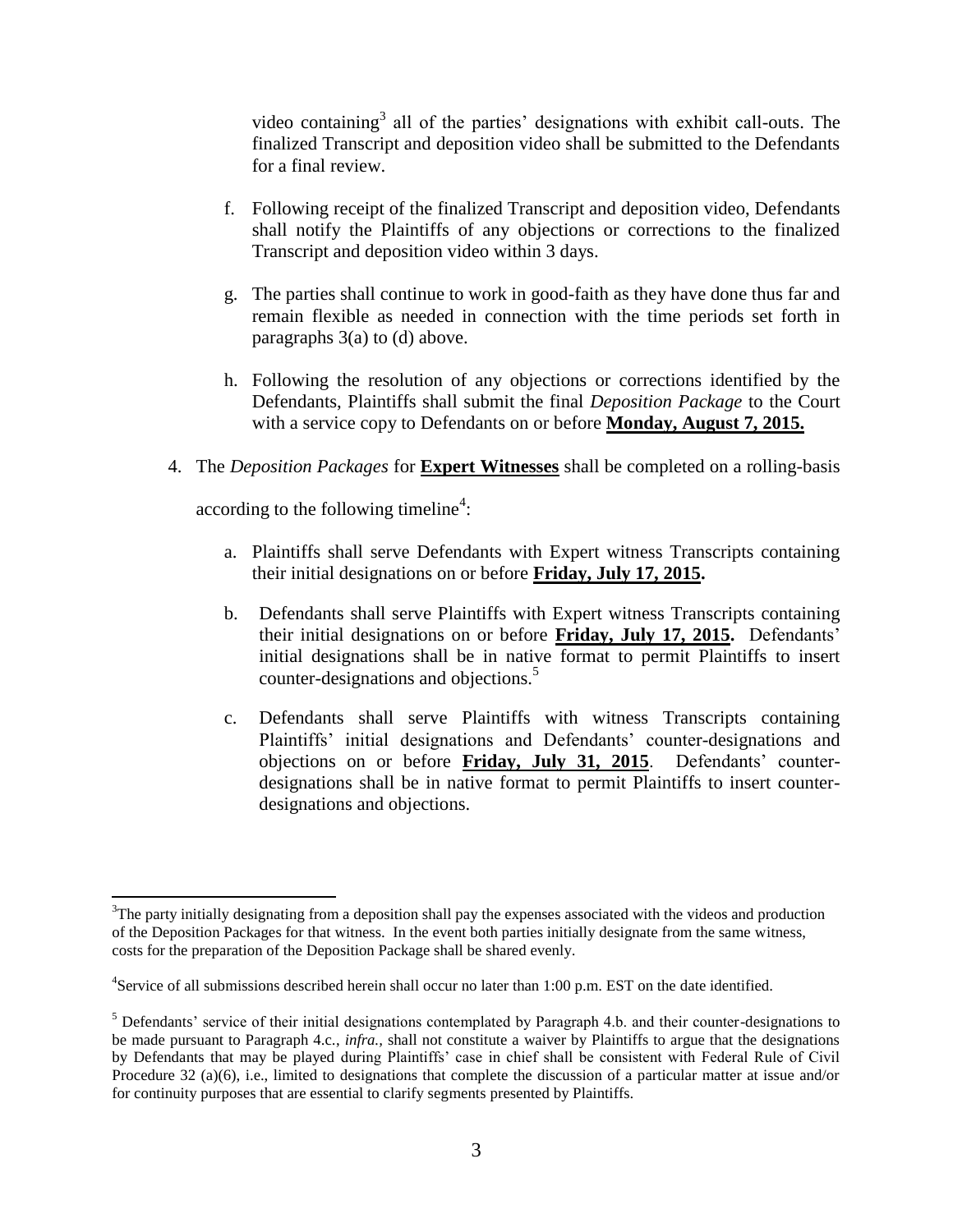video containing[3] all of the parties' designations with exhibit call-outs. The finalized Transcript and deposition video shall be submitted to the Defendants for a final review.

f. Following receipt of the finalized Transcript and deposition video, Defendants shall notify the Plaintiffs of any objections or corrections to the finalized Transcript and deposition video within 3 days.

g. The parties shall continue to work in good-faith as they have done thus far and remain flexible as needed in connection with the time periods set forth in paragraphs 3(a) to (d) above.

h. Following the resolution of any objections or corrections identified by the Defendants, Plaintiffs shall submit the final *Deposition Package* to the Court with a service copy to Defendants on or before **Monday, August 7, 2015.**

4. The *Deposition Packages* for **Expert Witnesses** shall be completed on a rolling-basis according to the following timeline[4]:

   a. Plaintiffs shall serve Defendants with Expert witness Transcripts containing their initial designations on or before **Friday, July 17, 2015.**

   b. Defendants shall serve Plaintiffs with Expert witness Transcripts containing their initial designations on or before **Friday, July 17, 2015.** Defendants' initial designations shall be in native format to permit Plaintiffs to insert counter-designations and objections.[5]

   c. Defendants shall serve Plaintiffs with witness Transcripts containing Plaintiffs' initial designations and Defendants' counter-designations and objections on or before **Friday, July 31, 2015**. Defendants' counter-designations shall be in native format to permit Plaintiffs to insert counter-designations and objections.

---

[3]The party initially designating from a deposition shall pay the expenses associated with the videos and production of the Deposition Packages for that witness. In the event both parties initially designate from the same witness, costs for the preparation of the Deposition Package shall be shared evenly.

[4]Service of all submissions described herein shall occur no later than 1:00 p.m. EST on the date identified.

[5] Defendants' service of their initial designations contemplated by Paragraph 4.b. and their counter-designations to be made pursuant to Paragraph 4.c., *infra.*, shall not constitute a waiver by Plaintiffs to argue that the designations by Defendants that may be played during Plaintiffs' case in chief shall be consistent with Federal Rule of Civil Procedure 32 (a)(6), i.e., limited to designations that complete the discussion of a particular matter at issue and/or for continuity purposes that are essential to clarify segments presented by Plaintiffs.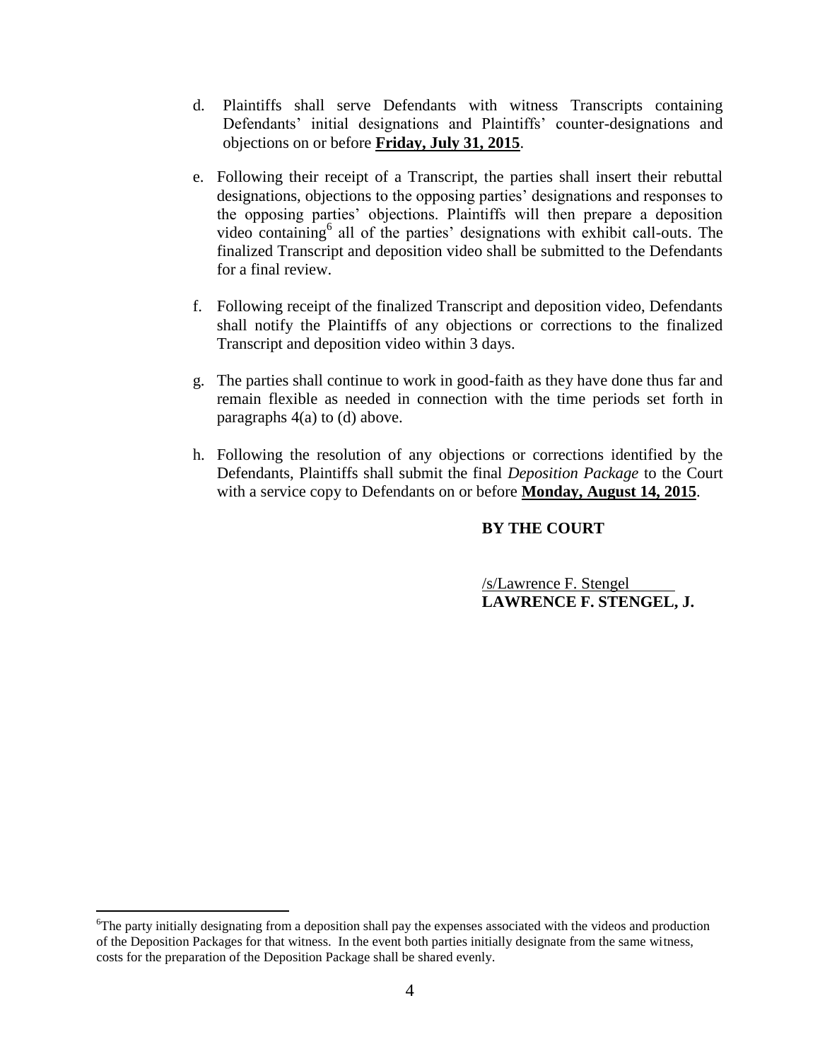d. Plaintiffs shall serve Defendants with witness Transcripts containing Defendants' initial designations and Plaintiffs' counter-designations and objections on or before **Friday, July 31, 2015**.

e. Following their receipt of a Transcript, the parties shall insert their rebuttal designations, objections to the opposing parties' designations and responses to the opposing parties' objections. Plaintiffs will then prepare a deposition video containing[6] all of the parties' designations with exhibit call-outs. The finalized Transcript and deposition video shall be submitted to the Defendants for a final review.

f. Following receipt of the finalized Transcript and deposition video, Defendants shall notify the Plaintiffs of any objections or corrections to the finalized Transcript and deposition video within 3 days.

g. The parties shall continue to work in good-faith as they have done thus far and remain flexible as needed in connection with the time periods set forth in paragraphs 4(a) to (d) above.

h. Following the resolution of any objections or corrections identified by the Defendants, Plaintiffs shall submit the final *Deposition Package* to the Court with a service copy to Defendants on or before **Monday, August 14, 2015**.

**BY THE COURT**

/s/Lawrence F. Stengel
**LAWRENCE F. STENGEL, J.**

---

[6]The party initially designating from a deposition shall pay the expenses associated with the videos and production of the Deposition Packages for that witness. In the event both parties initially designate from the same witness, costs for the preparation of the Deposition Package shall be shared evenly.